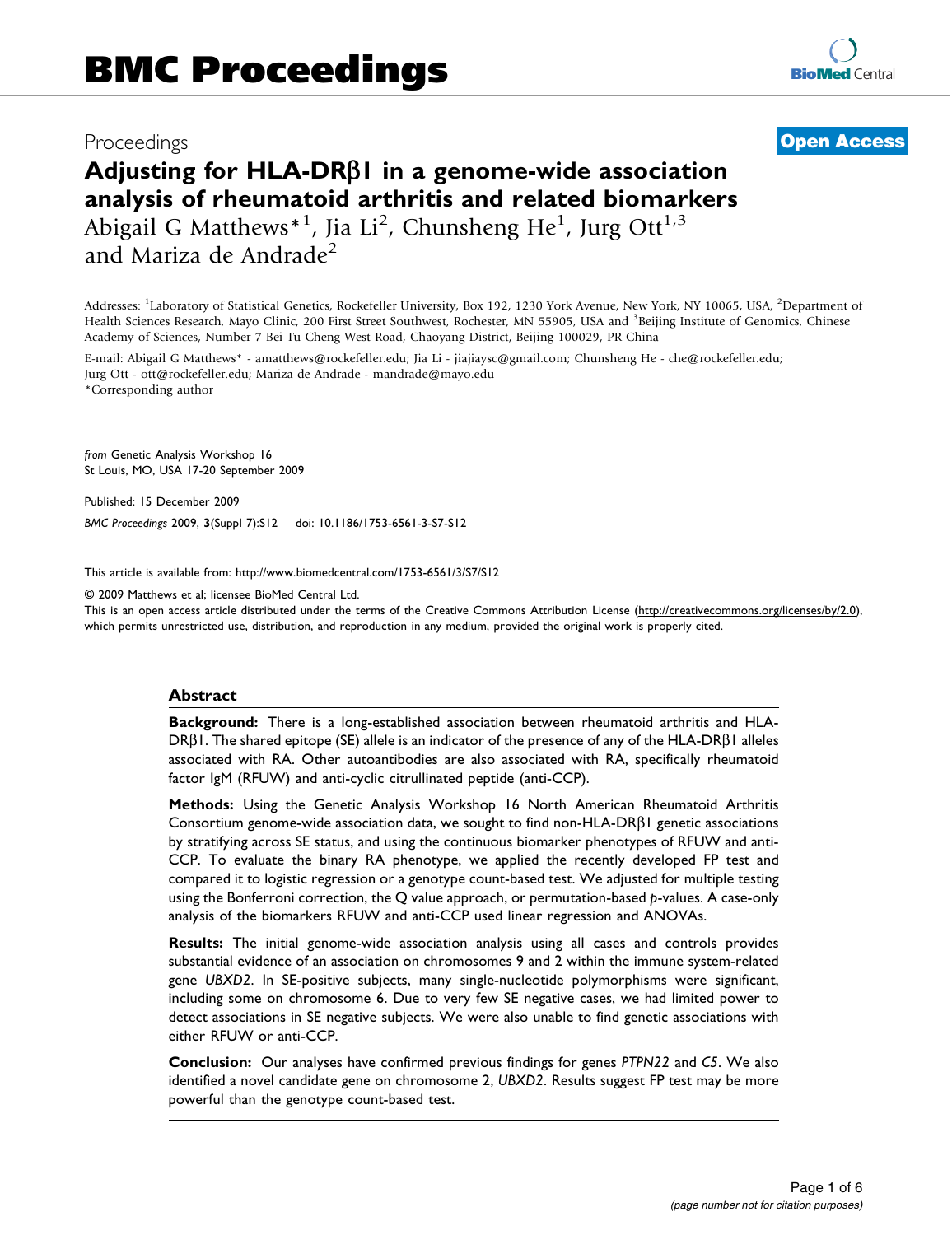# BMC Proceedings

Proceedings **Open Access**

# Adjusting for HLA-DRβ1 in a genome-wide association analysis of rheumatoid arthritis and related biomarkers

Abigail G Matthews*[1], Jia Li[2], Chunsheng He[1], Jurg Ott[1,3] and Mariza de Andrade[2]

Addresses: [1]Laboratory of Statistical Genetics, Rockefeller University, Box 192, 1230 York Avenue, New York, NY 10065, USA, [2]Department of Health Sciences Research, Mayo Clinic, 200 First Street Southwest, Rochester, MN 55905, USA and [3]Beijing Institute of Genomics, Chinese Academy of Sciences, Number 7 Bei Tu Cheng West Road, Chaoyang District, Beijing 100029, PR China

E-mail: Abigail G Matthews* - amatthews@rockefeller.edu; Jia Li - jiajiaysc@gmail.com; Chunsheng He - che@rockefeller.edu; Jurg Ott - ott@rockefeller.edu; Mariza de Andrade - mandrade@mayo.edu

*Corresponding author

*from* Genetic Analysis Workshop 16
St Louis, MO, USA 17-20 September 2009

Published: 15 December 2009

*BMC Proceedings* 2009, **3**(Suppl 7):S12 doi: 10.1186/1753-6561-3-S7-S12

This article is available from: http://www.biomedcentral.com/1753-6561/3/S7/S12

© 2009 Matthews et al; licensee BioMed Central Ltd.

This is an open access article distributed under the terms of the Creative Commons Attribution License (http://creativecommons.org/licenses/by/2.0), which permits unrestricted use, distribution, and reproduction in any medium, provided the original work is properly cited.

## Abstract

**Background:** There is a long-established association between rheumatoid arthritis and HLA-DRβ1. The shared epitope (SE) allele is an indicator of the presence of any of the HLA-DRβ1 alleles associated with RA. Other autoantibodies are also associated with RA, specifically rheumatoid factor IgM (RFUW) and anti-cyclic citrullinated peptide (anti-CCP).

**Methods:** Using the Genetic Analysis Workshop 16 North American Rheumatoid Arthritis Consortium genome-wide association data, we sought to find non-HLA-DRβ1 genetic associations by stratifying across SE status, and using the continuous biomarker phenotypes of RFUW and anti-CCP. To evaluate the binary RA phenotype, we applied the recently developed FP test and compared it to logistic regression or a genotype count-based test. We adjusted for multiple testing using the Bonferroni correction, the Q value approach, or permutation-based *p*-values. A case-only analysis of the biomarkers RFUW and anti-CCP used linear regression and ANOVAs.

**Results:** The initial genome-wide association analysis using all cases and controls provides substantial evidence of an association on chromosomes 9 and 2 within the immune system-related gene *UBXD2*. In SE-positive subjects, many single-nucleotide polymorphisms were significant, including some on chromosome 6. Due to very few SE negative cases, we had limited power to detect associations in SE negative subjects. We were also unable to find genetic associations with either RFUW or anti-CCP.

**Conclusion:** Our analyses have confirmed previous findings for genes *PTPN22* and *C5*. We also identified a novel candidate gene on chromosome 2, *UBXD2*. Results suggest FP test may be more powerful than the genotype count-based test.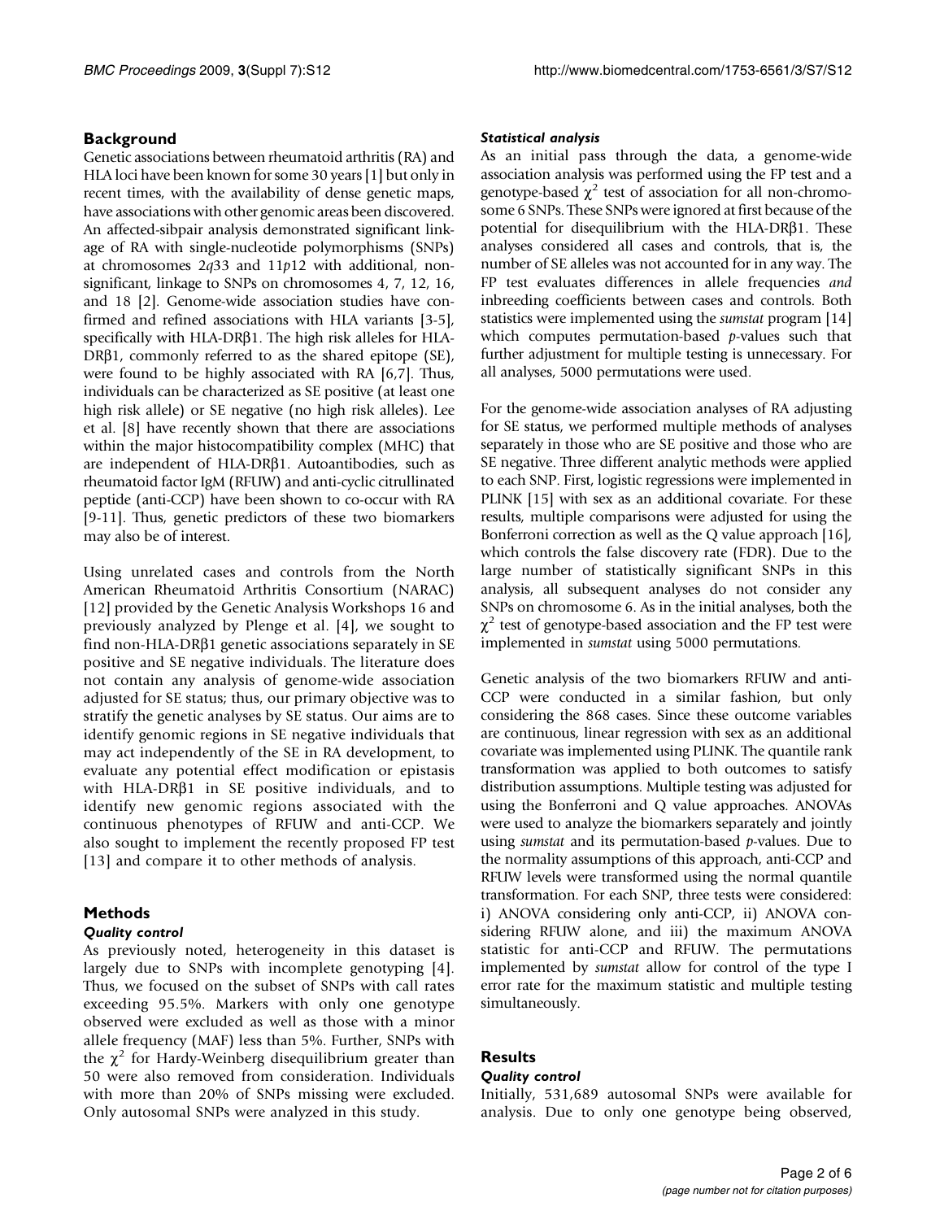## Background

Genetic associations between rheumatoid arthritis (RA) and HLA loci have been known for some 30 years [1] but only in recent times, with the availability of dense genetic maps, have associations with other genomic areas been discovered. An affected-sibpair analysis demonstrated significant linkage of RA with single-nucleotide polymorphisms (SNPs) at chromosomes 2*q*33 and 11*p*12 with additional, non-significant, linkage to SNPs on chromosomes 4, 7, 12, 16, and 18 [2]. Genome-wide association studies have confirmed and refined associations with HLA variants [3-5], specifically with HLA-DRβ1. The high risk alleles for HLA-DRβ1, commonly referred to as the shared epitope (SE), were found to be highly associated with RA [6,7]. Thus, individuals can be characterized as SE positive (at least one high risk allele) or SE negative (no high risk alleles). Lee et al. [8] have recently shown that there are associations within the major histocompatibility complex (MHC) that are independent of HLA-DRβ1. Autoantibodies, such as rheumatoid factor IgM (RFUW) and anti-cyclic citrullinated peptide (anti-CCP) have been shown to co-occur with RA [9-11]. Thus, genetic predictors of these two biomarkers may also be of interest.

Using unrelated cases and controls from the North American Rheumatoid Arthritis Consortium (NARAC) [12] provided by the Genetic Analysis Workshops 16 and previously analyzed by Plenge et al. [4], we sought to find non-HLA-DRβ1 genetic associations separately in SE positive and SE negative individuals. The literature does not contain any analysis of genome-wide association adjusted for SE status; thus, our primary objective was to stratify the genetic analyses by SE status. Our aims are to identify genomic regions in SE negative individuals that may act independently of the SE in RA development, to evaluate any potential effect modification or epistasis with HLA-DRβ1 in SE positive individuals, and to identify new genomic regions associated with the continuous phenotypes of RFUW and anti-CCP. We also sought to implement the recently proposed FP test [13] and compare it to other methods of analysis.

## Methods

### Quality control

As previously noted, heterogeneity in this dataset is largely due to SNPs with incomplete genotyping [4]. Thus, we focused on the subset of SNPs with call rates exceeding 95.5%. Markers with only one genotype observed were excluded as well as those with a minor allele frequency (MAF) less than 5%. Further, SNPs with the $\chi^2$ for Hardy-Weinberg disequilibrium greater than 50 were also removed from consideration. Individuals with more than 20% of SNPs missing were excluded. Only autosomal SNPs were analyzed in this study.

### Statistical analysis

As an initial pass through the data, a genome-wide association analysis was performed using the FP test and a genotype-based $\chi^2$ test of association for all non-chromosome 6 SNPs. These SNPs were ignored at first because of the potential for disequilibrium with the HLA-DRβ1. These analyses considered all cases and controls, that is, the number of SE alleles was not accounted for in any way. The FP test evaluates differences in allele frequencies *and* inbreeding coefficients between cases and controls. Both statistics were implemented using the *sumstat* program [14] which computes permutation-based *p*-values such that further adjustment for multiple testing is unnecessary. For all analyses, 5000 permutations were used.

For the genome-wide association analyses of RA adjusting for SE status, we performed multiple methods of analyses separately in those who are SE positive and those who are SE negative. Three different analytic methods were applied to each SNP. First, logistic regressions were implemented in PLINK [15] with sex as an additional covariate. For these results, multiple comparisons were adjusted for using the Bonferroni correction as well as the Q value approach [16], which controls the false discovery rate (FDR). Due to the large number of statistically significant SNPs in this analysis, all subsequent analyses do not consider any SNPs on chromosome 6. As in the initial analyses, both the $\chi^2$ test of genotype-based association and the FP test were implemented in *sumstat* using 5000 permutations.

Genetic analysis of the two biomarkers RFUW and anti-CCP were conducted in a similar fashion, but only considering the 868 cases. Since these outcome variables are continuous, linear regression with sex as an additional covariate was implemented using PLINK. The quantile rank transformation was applied to both outcomes to satisfy distribution assumptions. Multiple testing was adjusted for using the Bonferroni and Q value approaches. ANOVAs were used to analyze the biomarkers separately and jointly using *sumstat* and its permutation-based *p*-values. Due to the normality assumptions of this approach, anti-CCP and RFUW levels were transformed using the normal quantile transformation. For each SNP, three tests were considered: i) ANOVA considering only anti-CCP, ii) ANOVA considering RFUW alone, and iii) the maximum ANOVA statistic for anti-CCP and RFUW. The permutations implemented by *sumstat* allow for control of the type I error rate for the maximum statistic and multiple testing simultaneously.

## Results

### Quality control

Initially, 531,689 autosomal SNPs were available for analysis. Due to only one genotype being observed,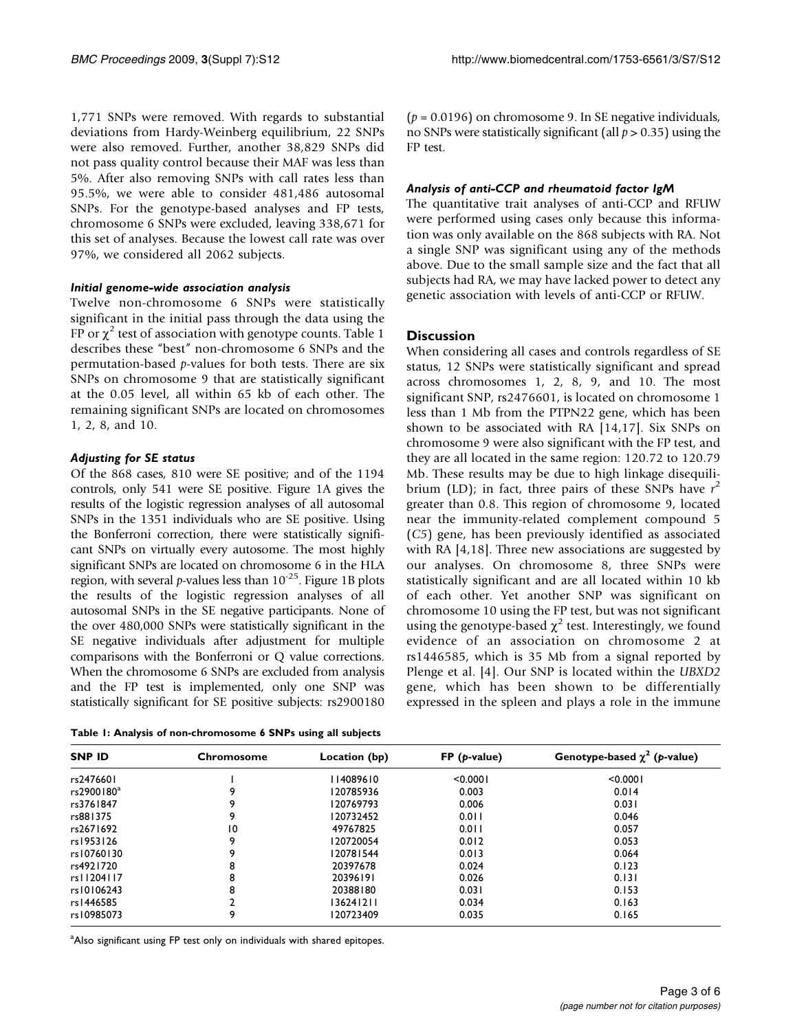1,771 SNPs were removed. With regards to substantial deviations from Hardy-Weinberg equilibrium, 22 SNPs were also removed. Further, another 38,829 SNPs did not pass quality control because their MAF was less than 5%. After also removing SNPs with call rates less than 95.5%, we were able to consider 481,486 autosomal SNPs. For the genotype-based analyses and FP tests, chromosome 6 SNPs were excluded, leaving 338,671 for this set of analyses. Because the lowest call rate was over 97%, we considered all 2062 subjects.

### Initial genome-wide association analysis

Twelve non-chromosome 6 SNPs were statistically significant in the initial pass through the data using the FP or $\chi^2$ test of association with genotype counts. Table 1 describes these "best" non-chromosome 6 SNPs and the permutation-based *p*-values for both tests. There are six SNPs on chromosome 9 that are statistically significant at the 0.05 level, all within 65 kb of each other. The remaining significant SNPs are located on chromosomes 1, 2, 8, and 10.

### Adjusting for SE status

Of the 868 cases, 810 were SE positive; and of the 1194 controls, only 541 were SE positive. Figure 1A gives the results of the logistic regression analyses of all autosomal SNPs in the 1351 individuals who are SE positive. Using the Bonferroni correction, there were statistically significant SNPs on virtually every autosome. The most highly significant SNPs are located on chromosome 6 in the HLA region, with several *p*-values less than $10^{-25}$. Figure 1B plots the results of the logistic regression analyses of all autosomal SNPs in the SE negative participants. None of the over 480,000 SNPs were statistically significant in the SE negative individuals after adjustment for multiple comparisons with the Bonferroni or Q value corrections. When the chromosome 6 SNPs are excluded from analysis and the FP test is implemented, only one SNP was statistically significant for SE positive subjects: rs2900180 ($p = 0.0196$) on chromosome 9. In SE negative individuals, no SNPs were statistically significant (all $p > 0.35$) using the FP test.

### Analysis of anti-CCP and rheumatoid factor IgM

The quantitative trait analyses of anti-CCP and RFUW were performed using cases only because this information was only available on the 868 subjects with RA. Not a single SNP was significant using any of the methods above. Due to the small sample size and the fact that all subjects had RA, we may have lacked power to detect any genetic association with levels of anti-CCP or RFUW.

## Discussion

When considering all cases and controls regardless of SE status, 12 SNPs were statistically significant and spread across chromosomes 1, 2, 8, 9, and 10. The most significant SNP, rs2476601, is located on chromosome 1 less than 1 Mb from the PTPN22 gene, which has been shown to be associated with RA [14,17]. Six SNPs on chromosome 9 were also significant with the FP test, and they are all located in the same region: 120.72 to 120.79 Mb. These results may be due to high linkage disequilibrium (LD); in fact, three pairs of these SNPs have $r^2$ greater than 0.8. This region of chromosome 9, located near the immunity-related complement compound 5 (*C5*) gene, has been previously identified as associated with RA [4,18]. Three new associations are suggested by our analyses. On chromosome 8, three SNPs were statistically significant and are all located within 10 kb of each other. Yet another SNP was significant on chromosome 10 using the FP test, but was not significant using the genotype-based $\chi^2$ test. Interestingly, we found evidence of an association on chromosome 2 at rs1446585, which is 35 Mb from a signal reported by Plenge et al. [4]. Our SNP is located within the *UBXD2* gene, which has been shown to be differentially expressed in the spleen and plays a role in the immune

**Table 1: Analysis of non-chromosome 6 SNPs using all subjects**

| SNP ID | Chromosome | Location (bp) | FP (*p*-value) | Genotype-based $\chi^2$ (*p*-value) |
|---|---|---|---|---|
| rs2476601 | 1 | 114089610 | <0.0001 | <0.0001 |
| rs2900180[a] | 9 | 120785936 | 0.003 | 0.014 |
| rs3761847 | 9 | 120769793 | 0.006 | 0.031 |
| rs881375 | 9 | 120732452 | 0.011 | 0.046 |
| rs2671692 | 10 | 49767825 | 0.011 | 0.057 |
| rs1953126 | 9 | 120720054 | 0.012 | 0.053 |
| rs10760130 | 9 | 120781544 | 0.013 | 0.064 |
| rs4921720 | 8 | 20397678 | 0.024 | 0.123 |
| rs11204117 | 8 | 20396191 | 0.026 | 0.131 |
| rs10106243 | 8 | 20388180 | 0.031 | 0.153 |
| rs1446585 | 2 | 136241211 | 0.034 | 0.163 |
| rs10985073 | 9 | 120723409 | 0.035 | 0.165 |

[a]Also significant using FP test only on individuals with shared epitopes.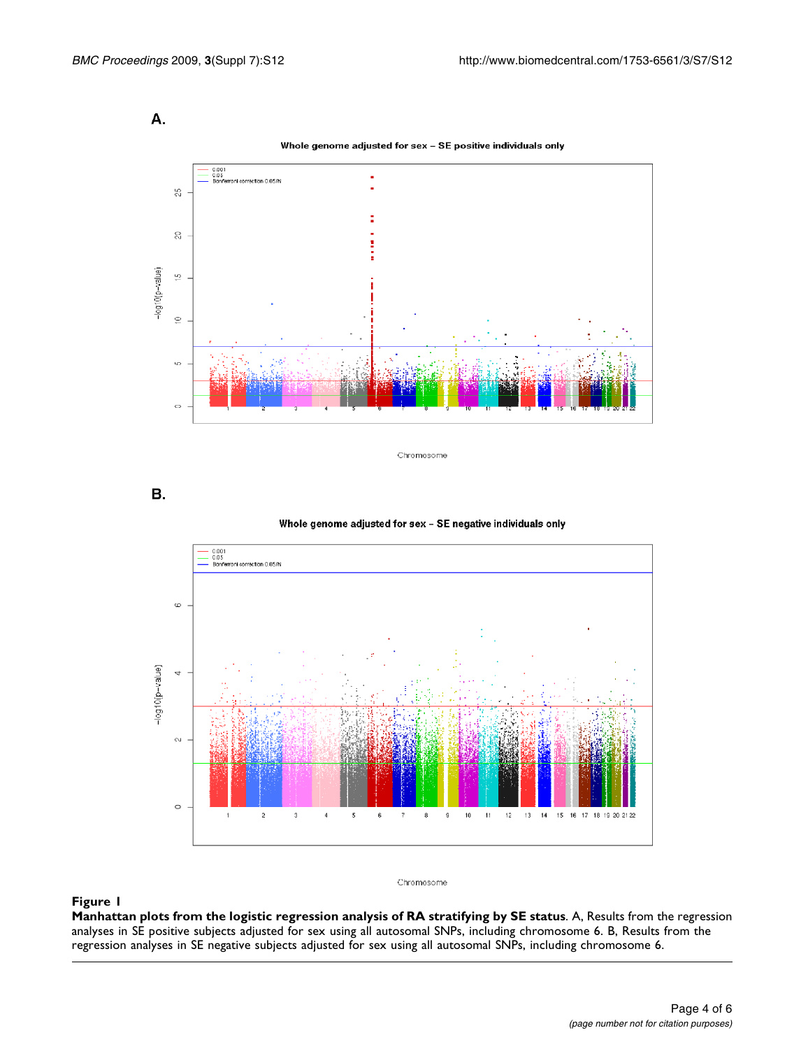**Figure 1**

**Manhattan plots from the logistic regression analysis of RA stratifying by SE status**. A, Results from the regression analyses in SE positive subjects adjusted for sex using all autosomal SNPs, including chromosome 6. B, Results from the regression analyses in SE negative subjects adjusted for sex using all autosomal SNPs, including chromosome 6.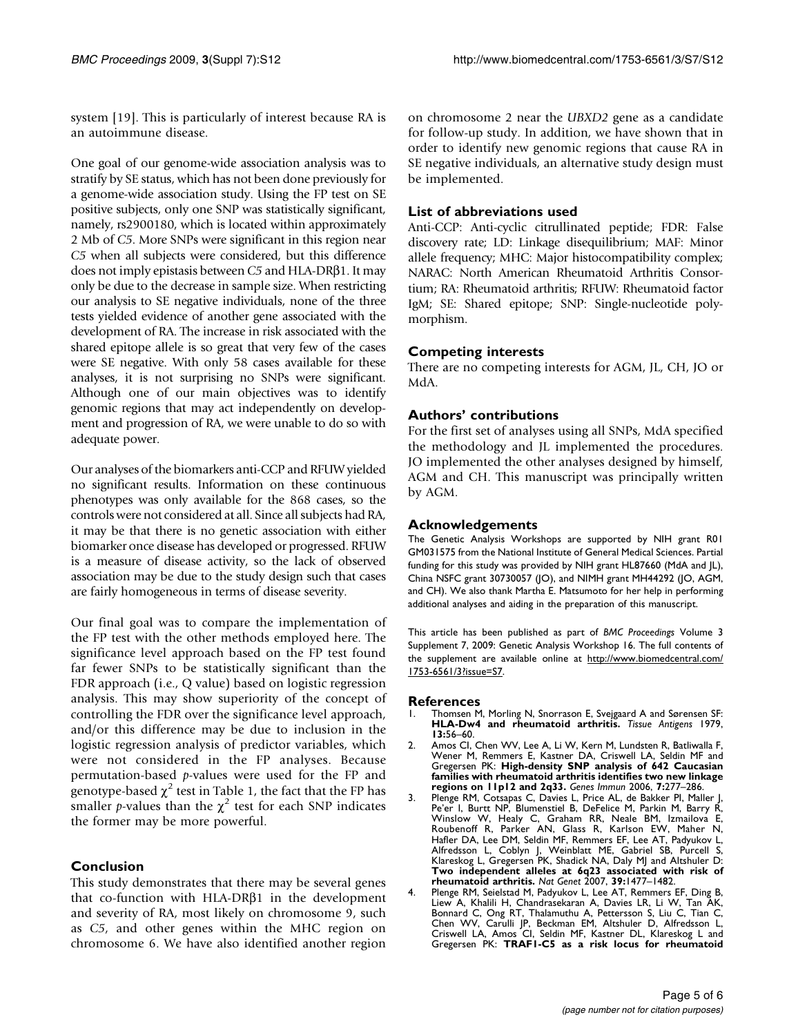system [19]. This is particularly of interest because RA is an autoimmune disease.

One goal of our genome-wide association analysis was to stratify by SE status, which has not been done previously for a genome-wide association study. Using the FP test on SE positive subjects, only one SNP was statistically significant, namely, rs2900180, which is located within approximately 2 Mb of *C5*. More SNPs were significant in this region near *C5* when all subjects were considered, but this difference does not imply epistasis between *C5* and HLA-DRβ1. It may only be due to the decrease in sample size. When restricting our analysis to SE negative individuals, none of the three tests yielded evidence of another gene associated with the development of RA. The increase in risk associated with the shared epitope allele is so great that very few of the cases were SE negative. With only 58 cases available for these analyses, it is not surprising no SNPs were significant. Although one of our main objectives was to identify genomic regions that may act independently on development and progression of RA, we were unable to do so with adequate power.

Our analyses of the biomarkers anti-CCP and RFUW yielded no significant results. Information on these continuous phenotypes was only available for the 868 cases, so the controls were not considered at all. Since all subjects had RA, it may be that there is no genetic association with either biomarker once disease has developed or progressed. RFUW is a measure of disease activity, so the lack of observed association may be due to the study design such that cases are fairly homogeneous in terms of disease severity.

Our final goal was to compare the implementation of the FP test with the other methods employed here. The significance level approach based on the FP test found far fewer SNPs to be statistically significant than the FDR approach (i.e., Q value) based on logistic regression analysis. This may show superiority of the concept of controlling the FDR over the significance level approach, and/or this difference may be due to inclusion in the logistic regression analysis of predictor variables, which were not considered in the FP analyses. Because permutation-based *p*-values were used for the FP and genotype-based $\chi^2$ test in Table 1, the fact that the FP has smaller *p*-values than the $\chi^2$ test for each SNP indicates the former may be more powerful.

## Conclusion

This study demonstrates that there may be several genes that co-function with HLA-DRβ1 in the development and severity of RA, most likely on chromosome 9, such as *C5*, and other genes within the MHC region on chromosome 6. We have also identified another region on chromosome 2 near the *UBXD2* gene as a candidate for follow-up study. In addition, we have shown that in order to identify new genomic regions that cause RA in SE negative individuals, an alternative study design must be implemented.

## List of abbreviations used

Anti-CCP: Anti-cyclic citrullinated peptide; FDR: False discovery rate; LD: Linkage disequilibrium; MAF: Minor allele frequency; MHC: Major histocompatibility complex; NARAC: North American Rheumatoid Arthritis Consortium; RA: Rheumatoid arthritis; RFUW: Rheumatoid factor IgM; SE: Shared epitope; SNP: Single-nucleotide polymorphism.

## Competing interests

There are no competing interests for AGM, JL, CH, JO or MdA.

## Authors' contributions

For the first set of analyses using all SNPs, MdA specified the methodology and JL implemented the procedures. JO implemented the other analyses designed by himself, AGM and CH. This manuscript was principally written by AGM.

## Acknowledgements

The Genetic Analysis Workshops are supported by NIH grant R01 GM031575 from the National Institute of General Medical Sciences. Partial funding for this study was provided by NIH grant HL87660 (MdA and JL), China NSFC grant 30730057 (JO), and NIMH grant MH44292 (JO, AGM, and CH). We also thank Martha E. Matsumoto for her help in performing additional analyses and aiding in the preparation of this manuscript.

This article has been published as part of *BMC Proceedings* Volume 3 Supplement 7, 2009: Genetic Analysis Workshop 16. The full contents of the supplement are available online at http://www.biomedcentral.com/1753-6561/3?issue=S7.

## References

1. Thomsen M, Morling N, Snorrason E, Svejgaard A and Sørensen SF: **HLA-Dw4 and rheumatoid arthritis.** *Tissue Antigens* 1979, **13:**56–60.
2. Amos CI, Chen WV, Lee A, Li W, Kern M, Lundsten R, Batliwalla F, Wener M, Remmers E, Kastner DA, Criswell LA, Seldin MF and Gregersen PK: **High-density SNP analysis of 642 Caucasian families with rheumatoid arthritis identifies two new linkage regions on 11p12 and 2q33.** *Genes Immun* 2006, **7:**277–286.
3. Plenge RM, Cotsapas C, Davies L, Price AL, de Bakker PI, Maller J, Pe'er I, Burtt NP, Blumenstiel B, DeFelice M, Parkin M, Barry R, Winslow W, Healy C, Graham RR, Neale BM, Izmailova E, Roubenoff R, Parker AN, Glass R, Karlson EW, Maher N, Hafler DA, Lee DM, Seldin MF, Remmers EF, Lee AT, Padyukov L, Alfredsson L, Coblyn J, Weinblatt ME, Gabriel SB, Purcell S, Klareskog L, Gregersen PK, Shadick NA, Daly MJ and Altshuler D: **Two independent alleles at 6q23 associated with risk of rheumatoid arthritis.** *Nat Genet* 2007, **39:**1477–1482.
4. Plenge RM, Seielstad M, Padyukov L, Lee AT, Remmers EF, Ding B, Liew A, Khalili H, Chandrasekaran A, Davies LR, Li W, Tan AK, Bonnard C, Ong RT, Thalamuthu A, Pettersson S, Liu C, Tian C, Chen WV, Carulli JP, Beckman EM, Altshuler D, Alfredsson L, Criswell LA, Amos CI, Seldin MF, Kastner DL, Klareskog L and Gregersen PK: **TRAF1-C5 as a risk locus for rheumatoid**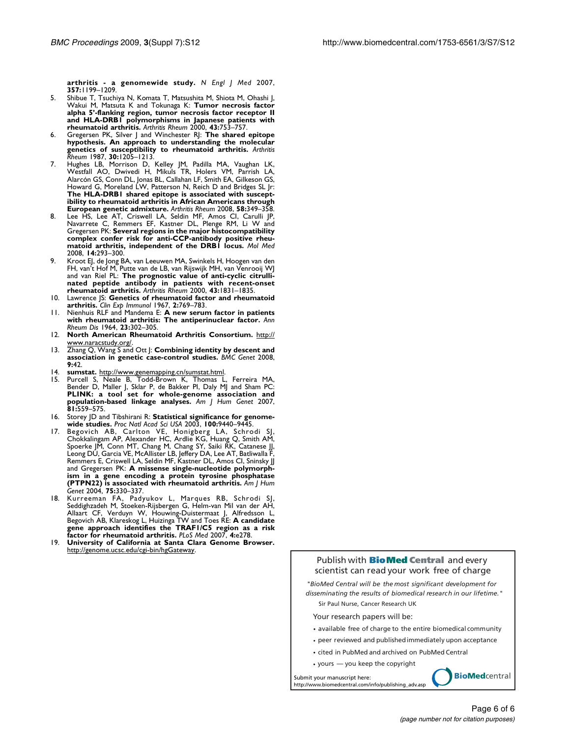**arthritis - a genomewide study.** *N Engl J Med* 2007, **357:**1199–1209.

5. Shibue T, Tsuchiya N, Komata T, Matsushita M, Shiota M, Ohashi J, Wakui M, Matsuta K and Tokunaga K: **Tumor necrosis factor alpha 5'-flanking region, tumor necrosis factor receptor II and HLA-DRB1 polymorphisms in Japanese patients with rheumatoid arthritis.** *Arthritis Rheum* 2000, **43:**753–757.
6. Gregersen PK, Silver J and Winchester RJ: **The shared epitope hypothesis. An approach to understanding the molecular genetics of susceptibility to rheumatoid arthritis.** *Arthritis Rheum* 1987, **30:**1205–1213.
7. Hughes LB, Morrison D, Kelley JM, Padilla MA, Vaughan LK, Westfall AO, Dwivedi H, Mikuls TR, Holers VM, Parrish LA, Alarcón GS, Conn DL, Jonas BL, Callahan LF, Smith EA, Gilkeson GS, Howard G, Moreland LW, Patterson N, Reich D and Bridges SL Jr: **The HLA-DRB1 shared epitope is associated with susceptibility to rheumatoid arthritis in African Americans through European genetic admixture.** *Arthritis Rheum* 2008, **58:**349–358.
8. Lee HS, Lee AT, Criswell LA, Seldin MF, Amos CI, Carulli JP, Navarrete C, Remmers EF, Kastner DL, Plenge RM, Li W and Gregersen PK: **Several regions in the major histocompatibility complex confer risk for anti-CCP-antibody positive rheumatoid arthritis, independent of the DRB1 locus.** *Mol Med* 2008, **14:**293–300.
9. Kroot EJ, de Jong BA, van Leeuwen MA, Swinkels H, Hoogen van den FH, van't Hof M, Putte van de LB, van Rijswijk MH, van Venrooij WJ and van Riel PL: **The prognostic value of anti-cyclic citrullinated peptide antibody in patients with recent-onset rheumatoid arthritis.** *Arthritis Rheum* 2000, **43:**1831–1835.
10. Lawrence JS: **Genetics of rheumatoid factor and rheumatoid arthritis.** *Clin Exp Immunol* 1967, **2:**769–783.
11. Nienhuis RLF and Mandema E: **A new serum factor in patients with rheumatoid arthritis: The antiperinuclear factor.** *Ann Rheum Dis* 1964, **23:**302–305.
12. **North American Rheumatoid Arthritis Consortium.** http://www.naracstudy.org/.
13. Zhang Q, Wang S and Ott J: **Combining identity by descent and association in genetic case-control studies.** *BMC Genet* 2008, **9:**42.
14. **sumstat.** http://www.genemapping.cn/sumstat.html.
15. Purcell S, Neale B, Todd-Brown K, Thomas L, Ferreira MA, Bender D, Maller J, Sklar P, de Bakker PI, Daly MJ and Sham PC: **PLINK: a tool set for whole-genome association and population-based linkage analyses.** *Am J Hum Genet* 2007, **81:**559–575.
16. Storey JD and Tibshirani R: **Statistical significance for genomewide studies.** *Proc Natl Acad Sci USA* 2003, **100:**9440–9445.
17. Begovich AB, Carlton VE, Honigberg LA, Schrodi SJ, Chokkalingam AP, Alexander HC, Ardlie KG, Huang Q, Smith AM, Spoerke JM, Conn MT, Chang M, Chang SY, Saiki RK, Catanese JJ, Leong DU, Garcia VE, McAllister LB, Jeffery DA, Lee AT, Batliwalla F, Remmers E, Criswell LA, Seldin MF, Kastner DL, Amos CI, Sninsky JJ and Gregersen PK: **A missense single-nucleotide polymorphism in a gene encoding a protein tyrosine phosphatase (PTPN22) is associated with rheumatoid arthritis.** *Am J Hum Genet* 2004, **75:**330–337.
18. Kurreeman FA, Padyukov L, Marques RB, Schrodi SJ, Seddighzadeh M, Stoeken-Rijsbergen G, Helm-van Mil van der AH, Allaart CF, Verduyn W, Houwing-Duistermaat J, Alfredsson L, Begovich AB, Klareskog L, Huizinga TW and Toes RE: **A candidate gene approach identifies the TRAF1/C5 region as a risk factor for rheumatoid arthritis.** *PLoS Med* 2007, **4:**e278.
19. **University of California at Santa Clara Genome Browser.** http://genome.ucsc.edu/cgi-bin/hgGateway.

Publish with **BioMed Central** and every scientist can read your work free of charge

*"BioMed Central will be the most significant development for disseminating the results of biomedical research in our lifetime."*
Sir Paul Nurse, Cancer Research UK

Your research papers will be:

- available free of charge to the entire biomedical community
- peer reviewed and published immediately upon acceptance
- cited in PubMed and archived on PubMed Central
- yours — you keep the copyright

Submit your manuscript here:
http://www.biomedcentral.com/info/publishing_adv.asp

**BioMed**central